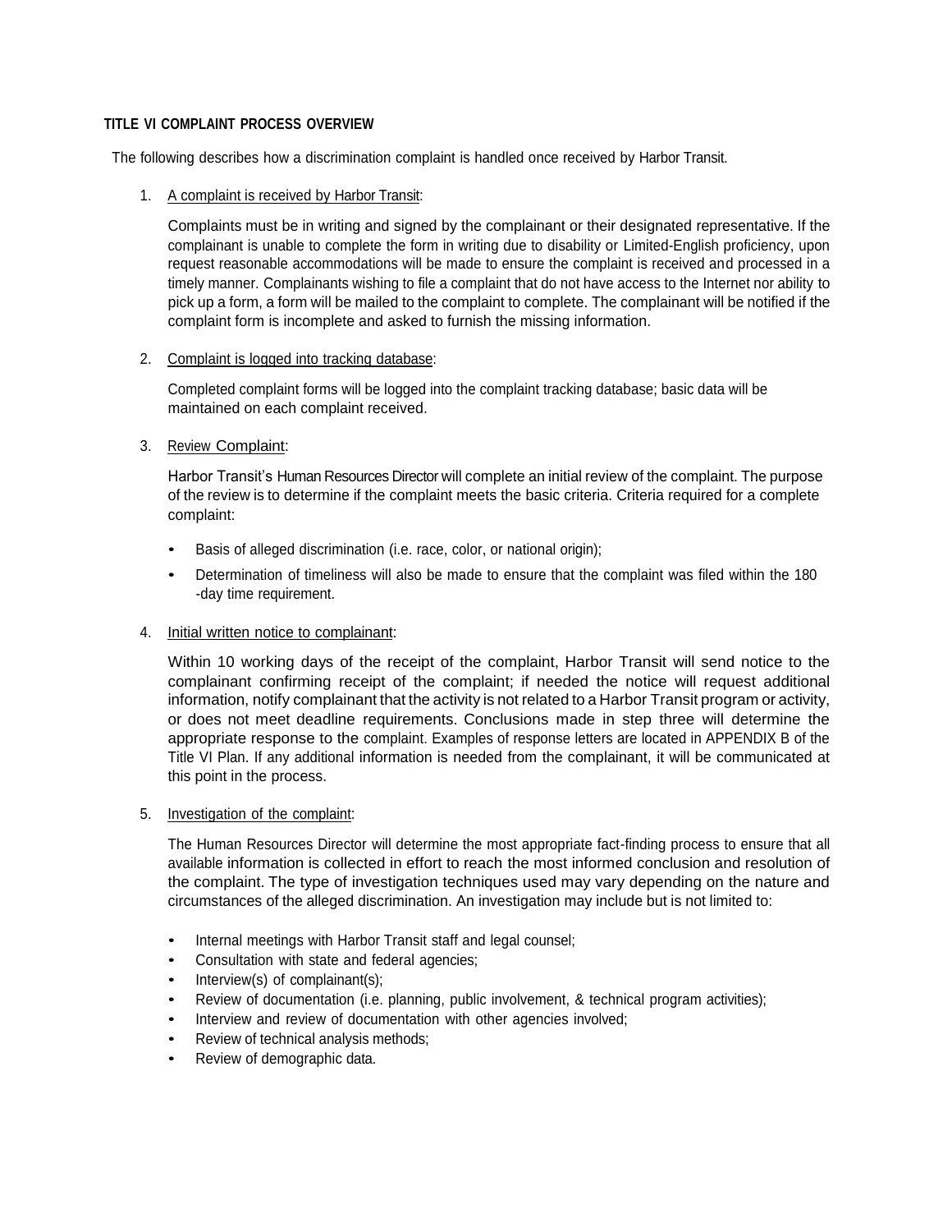**TITLE VI COMPLAINT PROCESS OVERVIEW**

The following describes how a discrimination complaint is handled once received by Harbor Transit.

1. A complaint is received by Harbor Transit:

   Complaints must be in writing and signed by the complainant or their designated representative. If the complainant is unable to complete the form in writing due to disability or Limited-English proficiency, upon request reasonable accommodations will be made to ensure the complaint is received and processed in a timely manner. Complainants wishing to file a complaint that do not have access to the Internet nor ability to pick up a form, a form will be mailed to the complaint to complete. The complainant will be notified if the complaint form is incomplete and asked to furnish the missing information.

2. Complaint is logged into tracking database:

   Completed complaint forms will be logged into the complaint tracking database; basic data will be maintained on each complaint received.

3. Review Complaint:

   Harbor Transit's Human Resources Director will complete an initial review of the complaint. The purpose of the review is to determine if the complaint meets the basic criteria. Criteria required for a complete complaint:

   - Basis of alleged discrimination (i.e. race, color, or national origin);
   - Determination of timeliness will also be made to ensure that the complaint was filed within the 180 -day time requirement.

4. Initial written notice to complainant:

   Within 10 working days of the receipt of the complaint, Harbor Transit will send notice to the complainant confirming receipt of the complaint; if needed the notice will request additional information, notify complainant that the activity is not related to a Harbor Transit program or activity, or does not meet deadline requirements. Conclusions made in step three will determine the appropriate response to the complaint. Examples of response letters are located in APPENDIX B of the Title VI Plan. If any additional information is needed from the complainant, it will be communicated at this point in the process.

5. Investigation of the complaint:

   The Human Resources Director will determine the most appropriate fact-finding process to ensure that all available information is collected in effort to reach the most informed conclusion and resolution of the complaint. The type of investigation techniques used may vary depending on the nature and circumstances of the alleged discrimination. An investigation may include but is not limited to:

   - Internal meetings with Harbor Transit staff and legal counsel;
   - Consultation with state and federal agencies;
   - Interview(s) of complainant(s);
   - Review of documentation (i.e. planning, public involvement, & technical program activities);
   - Interview and review of documentation with other agencies involved;
   - Review of technical analysis methods;
   - Review of demographic data.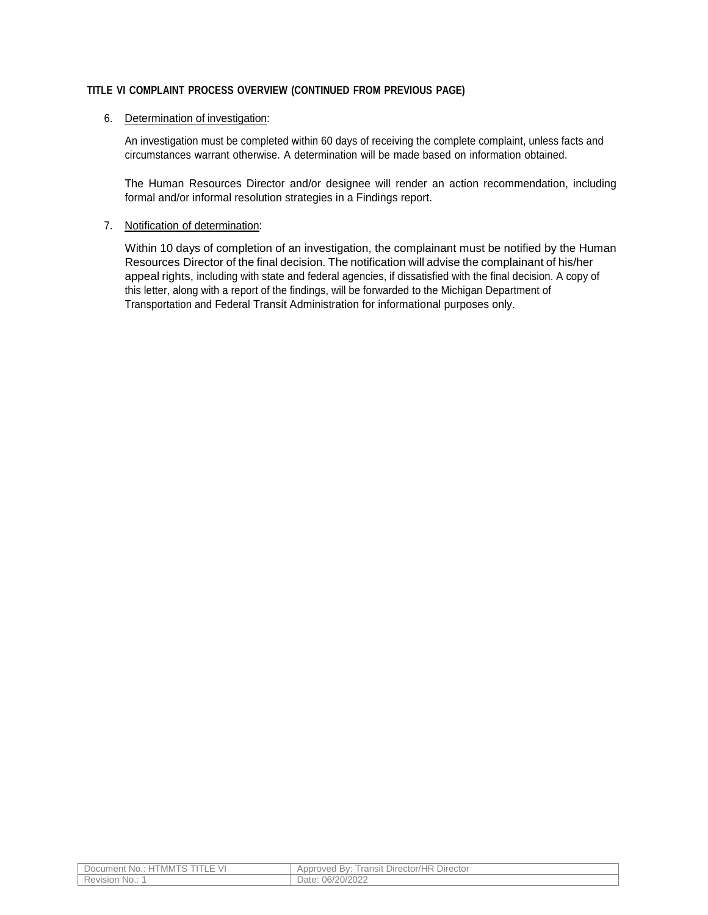**TITLE VI COMPLAINT PROCESS OVERVIEW (CONTINUED FROM PREVIOUS PAGE)**

6. Determination of investigation:

   An investigation must be completed within 60 days of receiving the complete complaint, unless facts and circumstances warrant otherwise. A determination will be made based on information obtained.

   The Human Resources Director and/or designee will render an action recommendation, including formal and/or informal resolution strategies in a Findings report.

7. Notification of determination:

   Within 10 days of completion of an investigation, the complainant must be notified by the Human Resources Director of the final decision. The notification will advise the complainant of his/her appeal rights, including with state and federal agencies, if dissatisfied with the final decision. A copy of this letter, along with a report of the findings, will be forwarded to the Michigan Department of Transportation and Federal Transit Administration for informational purposes only.

| | |
|---|---|
| Document No.: HTMMTS TITLE VI | Approved By: Transit Director/HR Director |
| Revision No.: 1 | Date: 06/20/2022 |